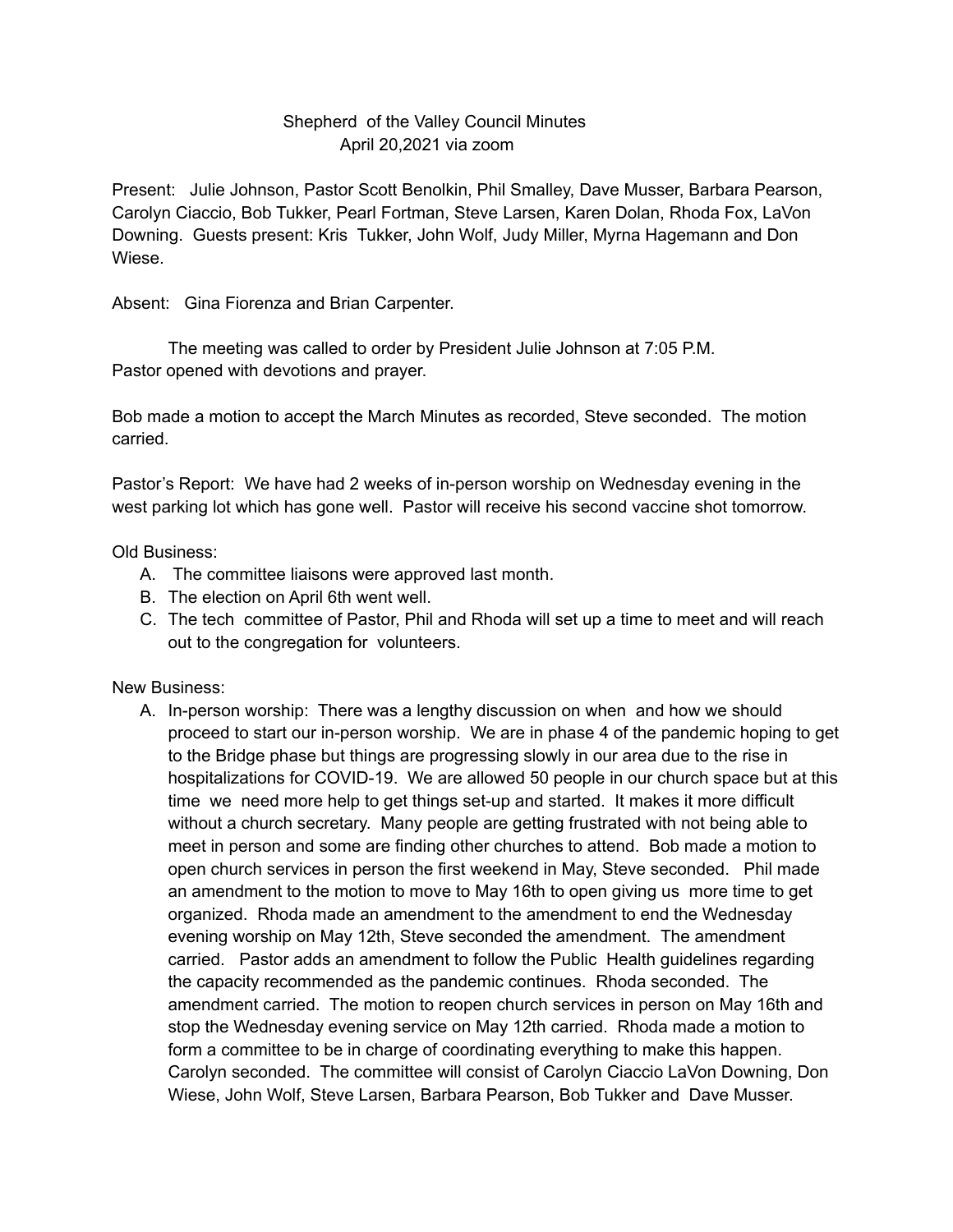# Shepherd of the Valley Council Minutes

April 20,2021 via zoom

Present: Julie Johnson, Pastor Scott Benolkin, Phil Smalley, Dave Musser, Barbara Pearson, Carolyn Ciaccio, Bob Tukker, Pearl Fortman, Steve Larsen, Karen Dolan, Rhoda Fox, LaVon Downing. Guests present: Kris Tukker, John Wolf, Judy Miller, Myrna Hagemann and Don Wiese.

Absent: Gina Fiorenza and Brian Carpenter.

The meeting was called to order by President Julie Johnson at 7:05 P.M. Pastor opened with devotions and prayer.

Bob made a motion to accept the March Minutes as recorded, Steve seconded. The motion carried.

Pastor's Report: We have had 2 weeks of in-person worship on Wednesday evening in the west parking lot which has gone well. Pastor will receive his second vaccine shot tomorrow.

Old Business:

A. The committee liaisons were approved last month.
B. The election on April 6th went well.
C. The tech committee of Pastor, Phil and Rhoda will set up a time to meet and will reach out to the congregation for volunteers.

New Business:

A. In-person worship: There was a lengthy discussion on when and how we should proceed to start our in-person worship. We are in phase 4 of the pandemic hoping to get to the Bridge phase but things are progressing slowly in our area due to the rise in hospitalizations for COVID-19. We are allowed 50 people in our church space but at this time we need more help to get things set-up and started. It makes it more difficult without a church secretary. Many people are getting frustrated with not being able to meet in person and some are finding other churches to attend. Bob made a motion to open church services in person the first weekend in May, Steve seconded. Phil made an amendment to the motion to move to May 16th to open giving us more time to get organized. Rhoda made an amendment to the amendment to end the Wednesday evening worship on May 12th, Steve seconded the amendment. The amendment carried. Pastor adds an amendment to follow the Public Health guidelines regarding the capacity recommended as the pandemic continues. Rhoda seconded. The amendment carried. The motion to reopen church services in person on May 16th and stop the Wednesday evening service on May 12th carried. Rhoda made a motion to form a committee to be in charge of coordinating everything to make this happen. Carolyn seconded. The committee will consist of Carolyn Ciaccio LaVon Downing, Don Wiese, John Wolf, Steve Larsen, Barbara Pearson, Bob Tukker and Dave Musser.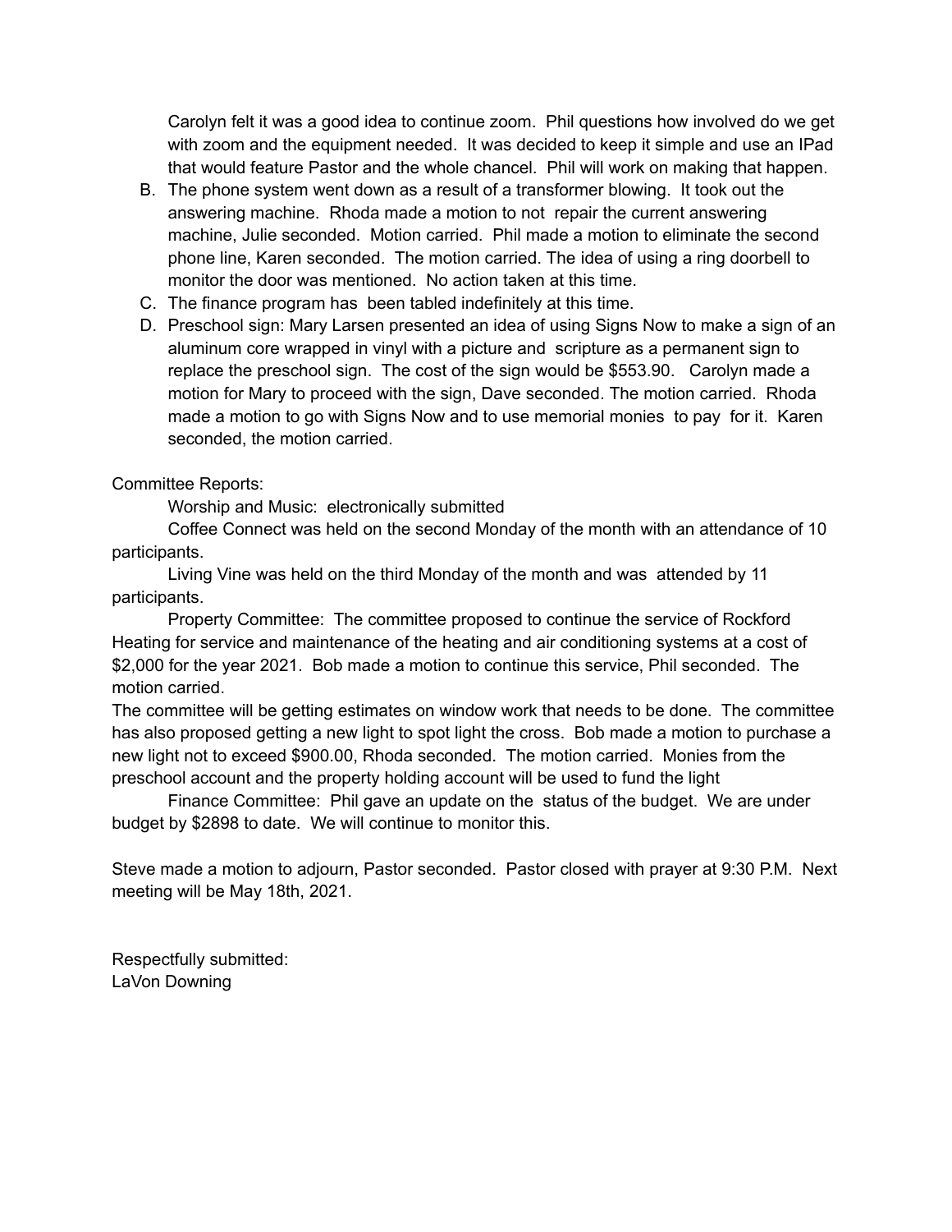Carolyn felt it was a good idea to continue zoom. Phil questions how involved do we get with zoom and the equipment needed. It was decided to keep it simple and use an IPad that would feature Pastor and the whole chancel. Phil will work on making that happen.

B. The phone system went down as a result of a transformer blowing. It took out the answering machine. Rhoda made a motion to not repair the current answering machine, Julie seconded. Motion carried. Phil made a motion to eliminate the second phone line, Karen seconded. The motion carried. The idea of using a ring doorbell to monitor the door was mentioned. No action taken at this time.
C. The finance program has been tabled indefinitely at this time.
D. Preschool sign: Mary Larsen presented an idea of using Signs Now to make a sign of an aluminum core wrapped in vinyl with a picture and scripture as a permanent sign to replace the preschool sign. The cost of the sign would be $553.90. Carolyn made a motion for Mary to proceed with the sign, Dave seconded. The motion carried. Rhoda made a motion to go with Signs Now and to use memorial monies to pay for it. Karen seconded, the motion carried.

Committee Reports:

Worship and Music: electronically submitted

Coffee Connect was held on the second Monday of the month with an attendance of 10 participants.

Living Vine was held on the third Monday of the month and was attended by 11 participants.

Property Committee: The committee proposed to continue the service of Rockford Heating for service and maintenance of the heating and air conditioning systems at a cost of $2,000 for the year 2021. Bob made a motion to continue this service, Phil seconded. The motion carried.

The committee will be getting estimates on window work that needs to be done. The committee has also proposed getting a new light to spot light the cross. Bob made a motion to purchase a new light not to exceed $900.00, Rhoda seconded. The motion carried. Monies from the preschool account and the property holding account will be used to fund the light

Finance Committee: Phil gave an update on the status of the budget. We are under budget by $2898 to date. We will continue to monitor this.

Steve made a motion to adjourn, Pastor seconded. Pastor closed with prayer at 9:30 P.M. Next meeting will be May 18th, 2021.

Respectfully submitted:
LaVon Downing